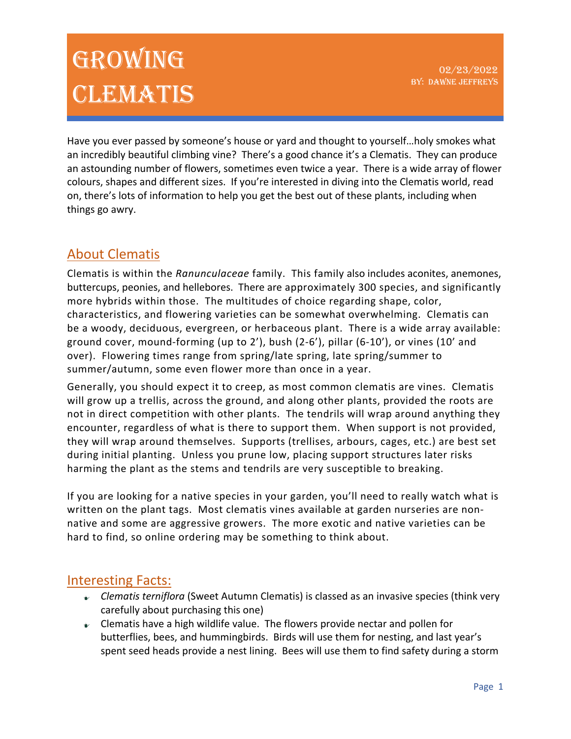# Growing Clematis

02/23/2022
By: Dawne Jeffreys

Have you ever passed by someone's house or yard and thought to yourself…holy smokes what an incredibly beautiful climbing vine? There's a good chance it's a Clematis. They can produce an astounding number of flowers, sometimes even twice a year. There is a wide array of flower colours, shapes and different sizes. If you're interested in diving into the Clematis world, read on, there's lots of information to help you get the best out of these plants, including when things go awry.

## About Clematis

Clematis is within the *Ranunculaceae* family. This family also includes aconites, anemones, buttercups, peonies, and hellebores. There are approximately 300 species, and significantly more hybrids within those. The multitudes of choice regarding shape, color, characteristics, and flowering varieties can be somewhat overwhelming. Clematis can be a woody, deciduous, evergreen, or herbaceous plant. There is a wide array available: ground cover, mound-forming (up to 2'), bush (2-6'), pillar (6-10'), or vines (10' and over). Flowering times range from spring/late spring, late spring/summer to summer/autumn, some even flower more than once in a year.

Generally, you should expect it to creep, as most common clematis are vines. Clematis will grow up a trellis, across the ground, and along other plants, provided the roots are not in direct competition with other plants. The tendrils will wrap around anything they encounter, regardless of what is there to support them. When support is not provided, they will wrap around themselves. Supports (trellises, arbours, cages, etc.) are best set during initial planting. Unless you prune low, placing support structures later risks harming the plant as the stems and tendrils are very susceptible to breaking.

If you are looking for a native species in your garden, you'll need to really watch what is written on the plant tags. Most clematis vines available at garden nurseries are non-native and some are aggressive growers. The more exotic and native varieties can be hard to find, so online ordering may be something to think about.

## Interesting Facts:

- *Clematis terniflora* (Sweet Autumn Clematis) is classed as an invasive species (think very carefully about purchasing this one)
- Clematis have a high wildlife value. The flowers provide nectar and pollen for butterflies, bees, and hummingbirds. Birds will use them for nesting, and last year's spent seed heads provide a nest lining. Bees will use them to find safety during a storm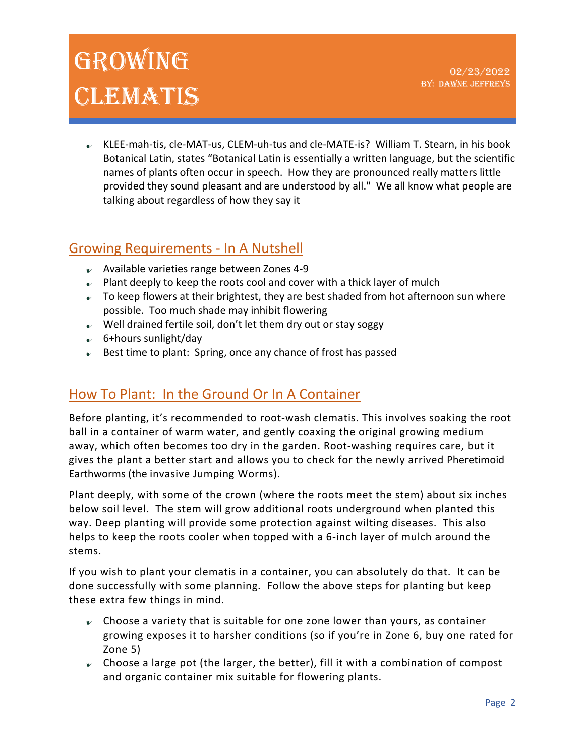# Growing Clematis

02/23/2022
By: Dawne Jeffreys

- KLEE-mah-tis, cle-MAT-us, CLEM-uh-tus and cle-MATE-is? William T. Stearn, in his book Botanical Latin, states "Botanical Latin is essentially a written language, but the scientific names of plants often occur in speech. How they are pronounced really matters little provided they sound pleasant and are understood by all." We all know what people are talking about regardless of how they say it

## Growing Requirements - In A Nutshell

- Available varieties range between Zones 4-9
- Plant deeply to keep the roots cool and cover with a thick layer of mulch
- To keep flowers at their brightest, they are best shaded from hot afternoon sun where possible. Too much shade may inhibit flowering
- Well drained fertile soil, don't let them dry out or stay soggy
- 6+hours sunlight/day
- Best time to plant: Spring, once any chance of frost has passed

## How To Plant: In the Ground Or In A Container

Before planting, it's recommended to root-wash clematis. This involves soaking the root ball in a container of warm water, and gently coaxing the original growing medium away, which often becomes too dry in the garden. Root-washing requires care, but it gives the plant a better start and allows you to check for the newly arrived Pheretimoid Earthworms (the invasive Jumping Worms).

Plant deeply, with some of the crown (where the roots meet the stem) about six inches below soil level. The stem will grow additional roots underground when planted this way. Deep planting will provide some protection against wilting diseases. This also helps to keep the roots cooler when topped with a 6-inch layer of mulch around the stems.

If you wish to plant your clematis in a container, you can absolutely do that. It can be done successfully with some planning. Follow the above steps for planting but keep these extra few things in mind.

- Choose a variety that is suitable for one zone lower than yours, as container growing exposes it to harsher conditions (so if you're in Zone 6, buy one rated for Zone 5)
- Choose a large pot (the larger, the better), fill it with a combination of compost and organic container mix suitable for flowering plants.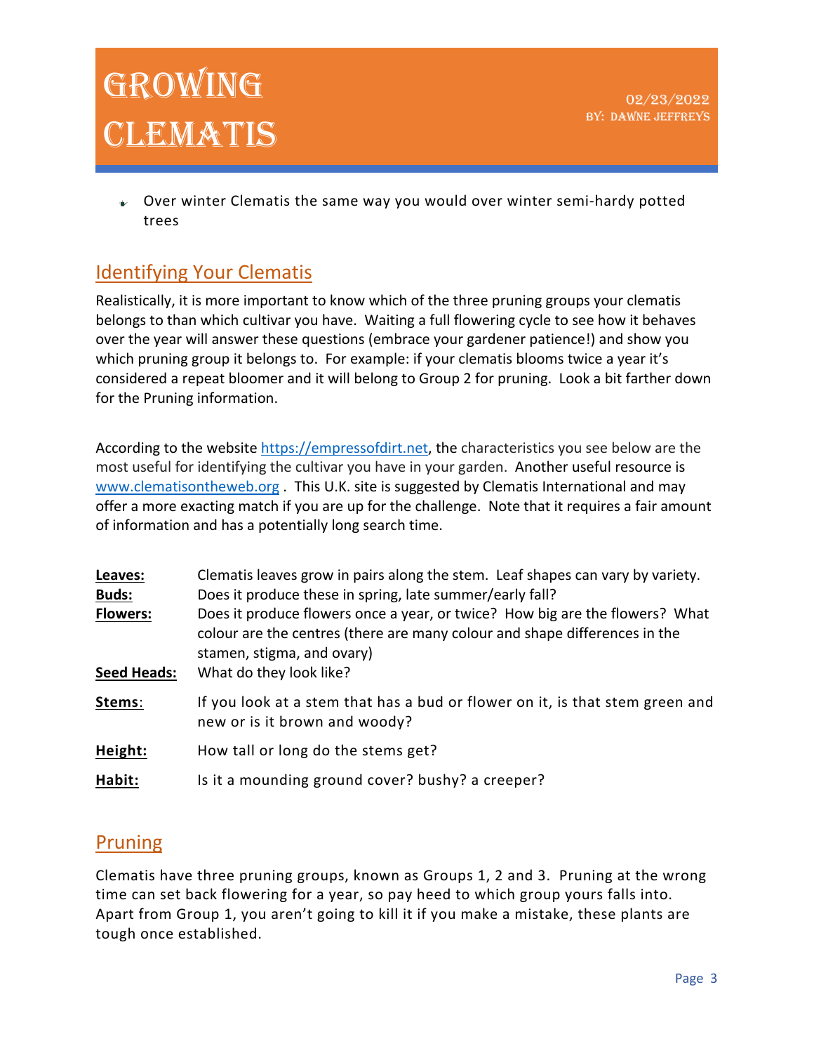- Over winter Clematis the same way you would over winter semi-hardy potted trees

## Identifying Your Clematis

Realistically, it is more important to know which of the three pruning groups your clematis belongs to than which cultivar you have. Waiting a full flowering cycle to see how it behaves over the year will answer these questions (embrace your gardener patience!) and show you which pruning group it belongs to. For example: if your clematis blooms twice a year it's considered a repeat bloomer and it will belong to Group 2 for pruning. Look a bit farther down for the Pruning information.

According to the website https://empressofdirt.net, the characteristics you see below are the most useful for identifying the cultivar you have in your garden. Another useful resource is www.clematisontheweb.org . This U.K. site is suggested by Clematis International and may offer a more exacting match if you are up for the challenge. Note that it requires a fair amount of information and has a potentially long search time.

| | |
|---|---|
| **Leaves:** | Clematis leaves grow in pairs along the stem. Leaf shapes can vary by variety. |
| **Buds:** | Does it produce these in spring, late summer/early fall? |
| **Flowers:** | Does it produce flowers once a year, or twice? How big are the flowers? What colour are the centres (there are many colour and shape differences in the stamen, stigma, and ovary) |
| **Seed Heads:** | What do they look like? |
| **Stems**: | If you look at a stem that has a bud or flower on it, is that stem green and new or is it brown and woody? |
| **Height:** | How tall or long do the stems get? |
| **Habit:** | Is it a mounding ground cover? bushy? a creeper? |

## Pruning

Clematis have three pruning groups, known as Groups 1, 2 and 3. Pruning at the wrong time can set back flowering for a year, so pay heed to which group yours falls into. Apart from Group 1, you aren't going to kill it if you make a mistake, these plants are tough once established.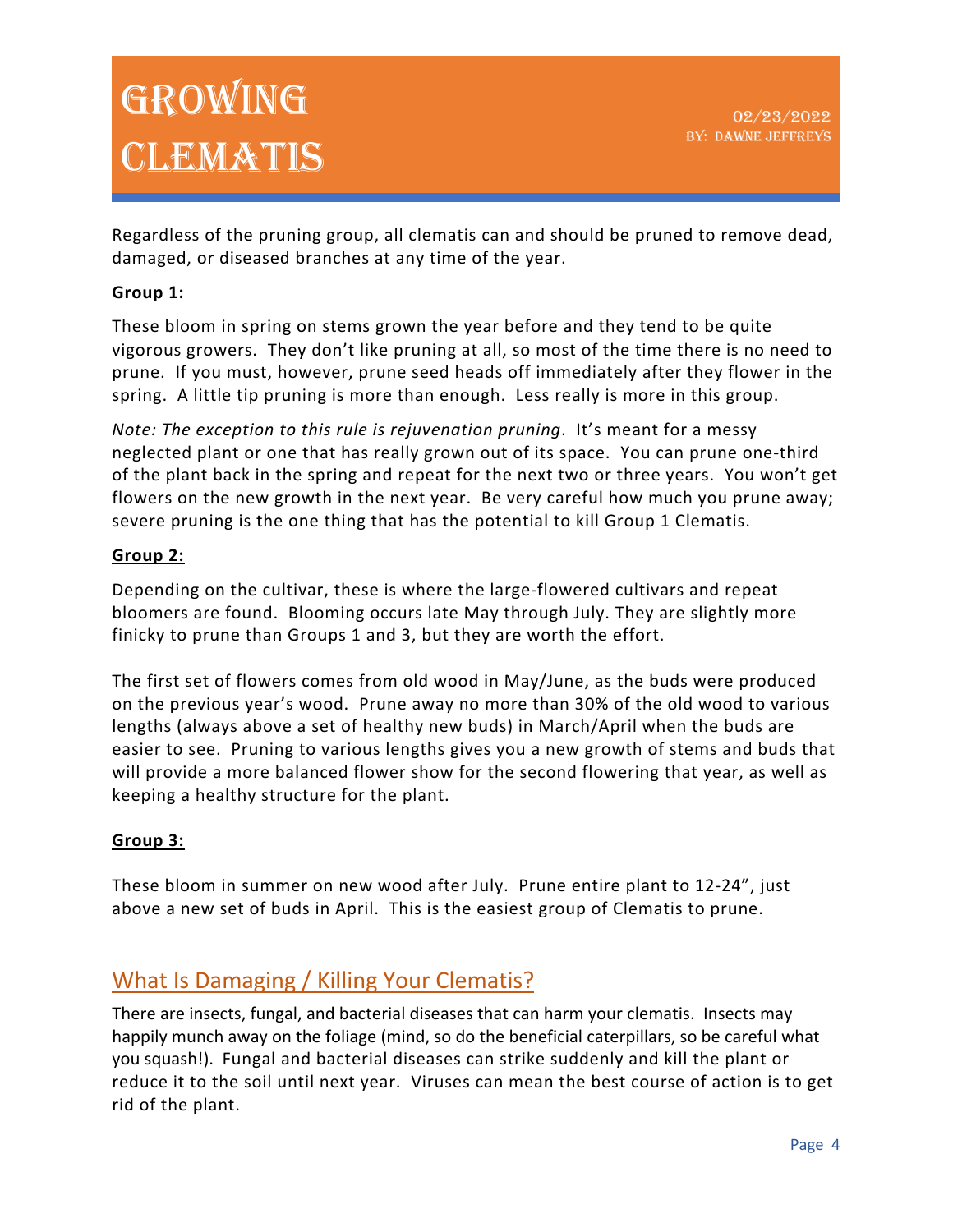Regardless of the pruning group, all clematis can and should be pruned to remove dead, damaged, or diseased branches at any time of the year.

**Group 1:**

These bloom in spring on stems grown the year before and they tend to be quite vigorous growers. They don't like pruning at all, so most of the time there is no need to prune. If you must, however, prune seed heads off immediately after they flower in the spring. A little tip pruning is more than enough. Less really is more in this group.

*Note: The exception to this rule is rejuvenation pruning*. It's meant for a messy neglected plant or one that has really grown out of its space. You can prune one-third of the plant back in the spring and repeat for the next two or three years. You won't get flowers on the new growth in the next year. Be very careful how much you prune away; severe pruning is the one thing that has the potential to kill Group 1 Clematis.

**Group 2:**

Depending on the cultivar, these is where the large-flowered cultivars and repeat bloomers are found. Blooming occurs late May through July. They are slightly more finicky to prune than Groups 1 and 3, but they are worth the effort.

The first set of flowers comes from old wood in May/June, as the buds were produced on the previous year's wood. Prune away no more than 30% of the old wood to various lengths (always above a set of healthy new buds) in March/April when the buds are easier to see. Pruning to various lengths gives you a new growth of stems and buds that will provide a more balanced flower show for the second flowering that year, as well as keeping a healthy structure for the plant.

**Group 3:**

These bloom in summer on new wood after July. Prune entire plant to 12-24", just above a new set of buds in April. This is the easiest group of Clematis to prune.

## What Is Damaging / Killing Your Clematis?

There are insects, fungal, and bacterial diseases that can harm your clematis. Insects may happily munch away on the foliage (mind, so do the beneficial caterpillars, so be careful what you squash!). Fungal and bacterial diseases can strike suddenly and kill the plant or reduce it to the soil until next year. Viruses can mean the best course of action is to get rid of the plant.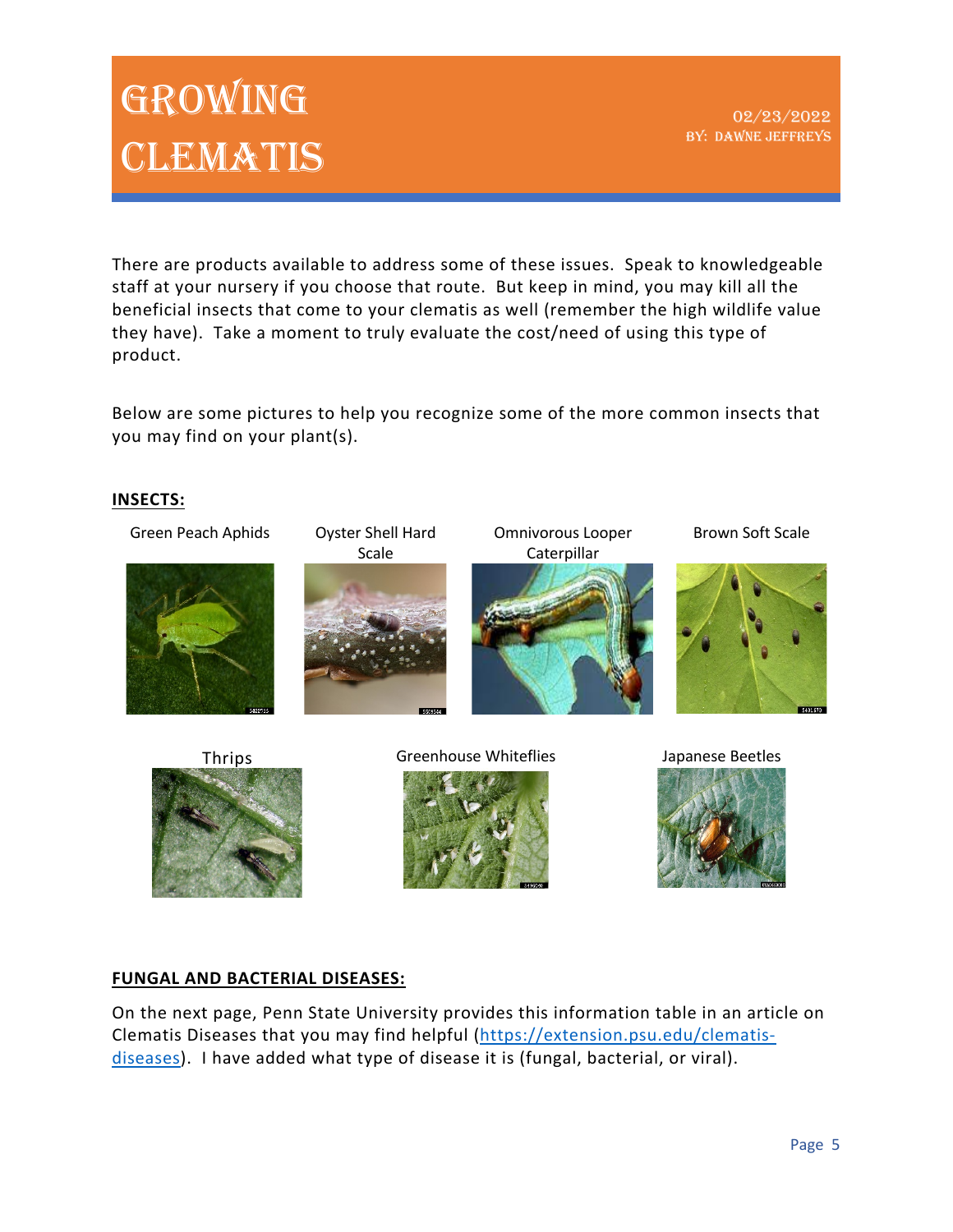There are products available to address some of these issues. Speak to knowledgeable staff at your nursery if you choose that route. But keep in mind, you may kill all the beneficial insects that come to your clematis as well (remember the high wildlife value they have). Take a moment to truly evaluate the cost/need of using this type of product.

Below are some pictures to help you recognize some of the more common insects that you may find on your plant(s).

**INSECTS:**

Green Peach Aphids

Oyster Shell Hard Scale

Omnivorous Looper Caterpillar

Brown Soft Scale

Thrips

Greenhouse Whiteflies

Japanese Beetles

**FUNGAL AND BACTERIAL DISEASES:**

On the next page, Penn State University provides this information table in an article on Clematis Diseases that you may find helpful ([https://extension.psu.edu/clematis-diseases](https://extension.psu.edu/clematis-diseases)). I have added what type of disease it is (fungal, bacterial, or viral).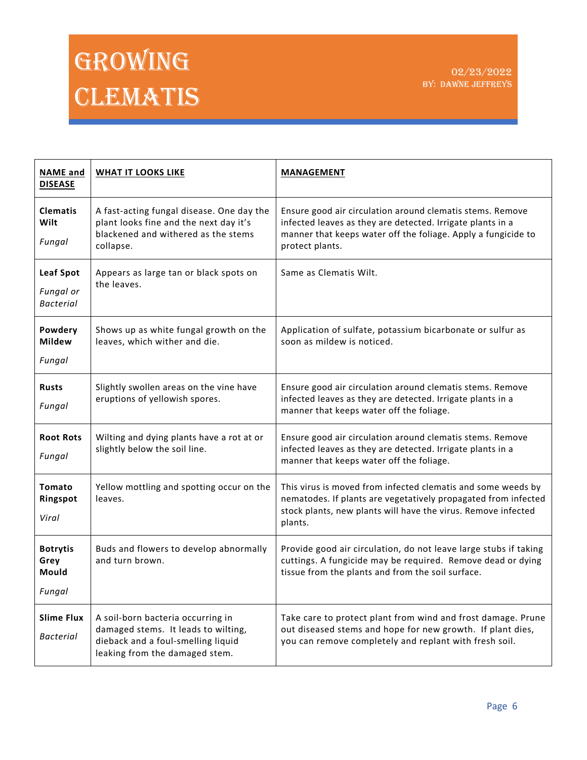# Growing Clematis

02/23/2022
By: Dawne Jeffreys

| **NAME and DISEASE** | **WHAT IT LOOKS LIKE** | **MANAGEMENT** |
|---|---|---|
| **Clematis Wilt** *Fungal* | A fast-acting fungal disease. One day the plant looks fine and the next day it's blackened and withered as the stems collapse. | Ensure good air circulation around clematis stems. Remove infected leaves as they are detected. Irrigate plants in a manner that keeps water off the foliage. Apply a fungicide to protect plants. |
| **Leaf Spot** *Fungal or Bacterial* | Appears as large tan or black spots on the leaves. | Same as Clematis Wilt. |
| **Powdery Mildew** *Fungal* | Shows up as white fungal growth on the leaves, which wither and die. | Application of sulfate, potassium bicarbonate or sulfur as soon as mildew is noticed. |
| **Rusts** *Fungal* | Slightly swollen areas on the vine have eruptions of yellowish spores. | Ensure good air circulation around clematis stems. Remove infected leaves as they are detected. Irrigate plants in a manner that keeps water off the foliage. |
| **Root Rots** *Fungal* | Wilting and dying plants have a rot at or slightly below the soil line. | Ensure good air circulation around clematis stems. Remove infected leaves as they are detected. Irrigate plants in a manner that keeps water off the foliage. |
| **Tomato Ringspot** *Viral* | Yellow mottling and spotting occur on the leaves. | This virus is moved from infected clematis and some weeds by nematodes. If plants are vegetatively propagated from infected stock plants, new plants will have the virus. Remove infected plants. |
| **Botrytis Grey Mould** *Fungal* | Buds and flowers to develop abnormally and turn brown. | Provide good air circulation, do not leave large stubs if taking cuttings. A fungicide may be required. Remove dead or dying tissue from the plants and from the soil surface. |
| **Slime Flux** *Bacterial* | A soil-born bacteria occurring in damaged stems. It leads to wilting, dieback and a foul-smelling liquid leaking from the damaged stem. | Take care to protect plant from wind and frost damage. Prune out diseased stems and hope for new growth. If plant dies, you can remove completely and replant with fresh soil. |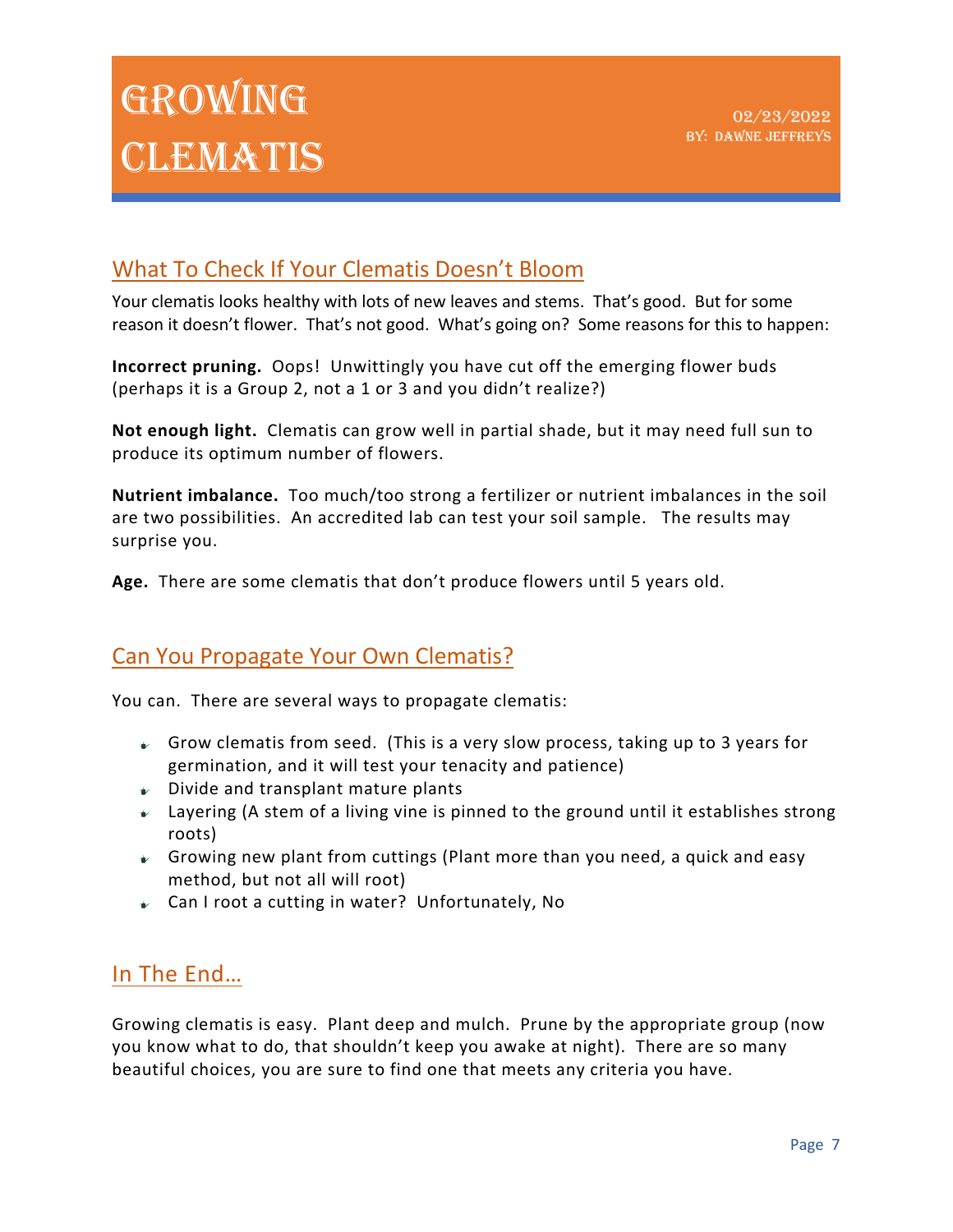# Growing Clematis

02/23/2022
By: Dawne Jeffreys

## What To Check If Your Clematis Doesn't Bloom

Your clematis looks healthy with lots of new leaves and stems. That's good. But for some reason it doesn't flower. That's not good. What's going on? Some reasons for this to happen:

**Incorrect pruning.** Oops! Unwittingly you have cut off the emerging flower buds (perhaps it is a Group 2, not a 1 or 3 and you didn't realize?)

**Not enough light.** Clematis can grow well in partial shade, but it may need full sun to produce its optimum number of flowers.

**Nutrient imbalance.** Too much/too strong a fertilizer or nutrient imbalances in the soil are two possibilities. An accredited lab can test your soil sample. The results may surprise you.

**Age.** There are some clematis that don't produce flowers until 5 years old.

## Can You Propagate Your Own Clematis?

You can. There are several ways to propagate clematis:

- Grow clematis from seed. (This is a very slow process, taking up to 3 years for germination, and it will test your tenacity and patience)
- Divide and transplant mature plants
- Layering (A stem of a living vine is pinned to the ground until it establishes strong roots)
- Growing new plant from cuttings (Plant more than you need, a quick and easy method, but not all will root)
- Can I root a cutting in water? Unfortunately, No

## In The End…

Growing clematis is easy. Plant deep and mulch. Prune by the appropriate group (now you know what to do, that shouldn't keep you awake at night). There are so many beautiful choices, you are sure to find one that meets any criteria you have.